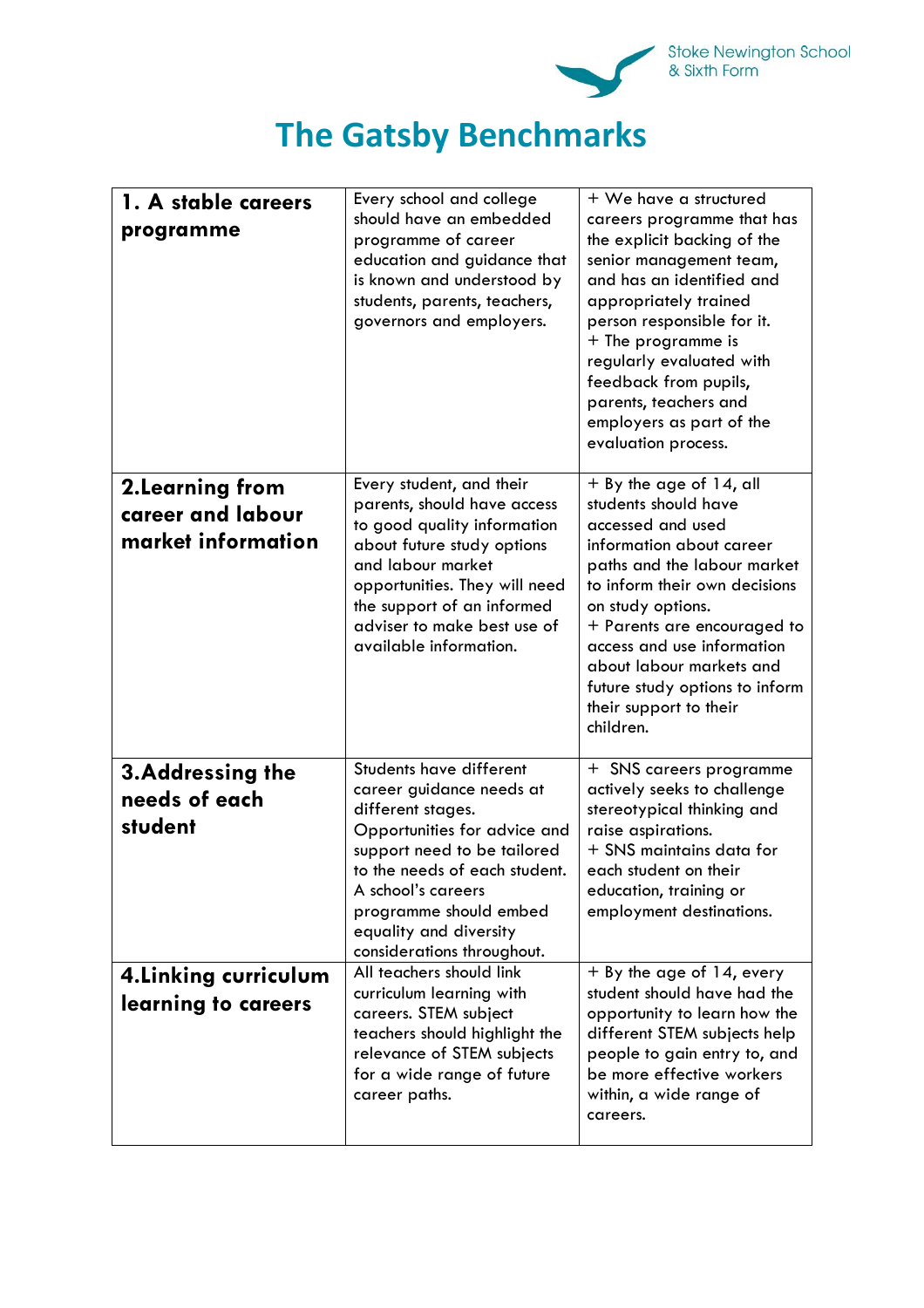Stoke Newington School & Sixth Form

# The Gatsby Benchmarks

| | | |
|---|---|---|
| **1. A stable careers programme** | Every school and college should have an embedded programme of career education and guidance that is known and understood by students, parents, teachers, governors and employers. | + We have a structured careers programme that has the explicit backing of the senior management team, and has an identified and appropriately trained person responsible for it.<br>+ The programme is regularly evaluated with feedback from pupils, parents, teachers and employers as part of the evaluation process. |
| **2.Learning from career and labour market information** | Every student, and their parents, should have access to good quality information about future study options and labour market opportunities. They will need the support of an informed adviser to make best use of available information. | + By the age of 14, all students should have accessed and used information about career paths and the labour market to inform their own decisions on study options.<br>+ Parents are encouraged to access and use information about labour markets and future study options to inform their support to their children. |
| **3.Addressing the needs of each student** | Students have different career guidance needs at different stages. Opportunities for advice and support need to be tailored to the needs of each student. A school's careers programme should embed equality and diversity considerations throughout. | + SNS careers programme actively seeks to challenge stereotypical thinking and raise aspirations.<br>+ SNS maintains data for each student on their education, training or employment destinations. |
| **4.Linking curriculum learning to careers** | All teachers should link curriculum learning with careers. STEM subject teachers should highlight the relevance of STEM subjects for a wide range of future career paths. | + By the age of 14, every student should have had the opportunity to learn how the different STEM subjects help people to gain entry to, and be more effective workers within, a wide range of careers. |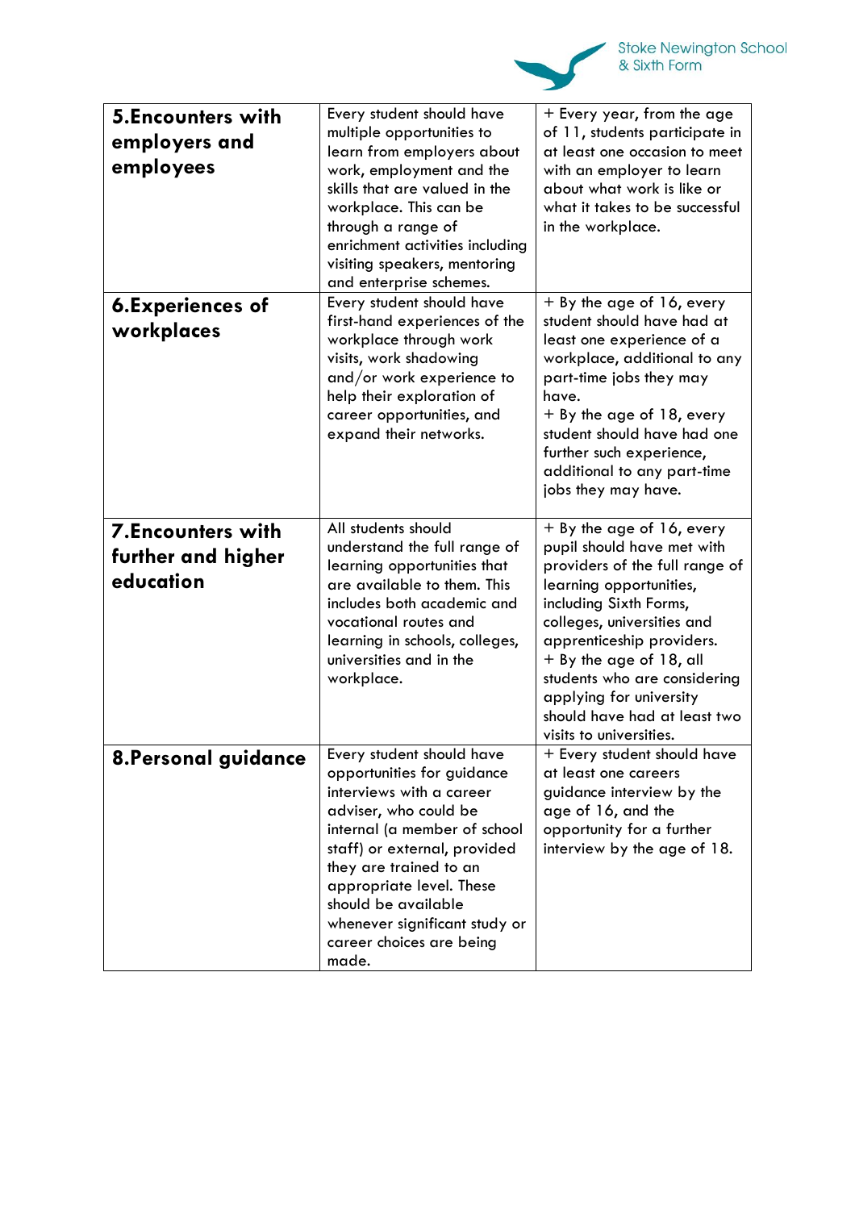| | | |
|---|---|---|
| **5.Encounters with employers and employees** | Every student should have multiple opportunities to learn from employers about work, employment and the skills that are valued in the workplace. This can be through a range of enrichment activities including visiting speakers, mentoring and enterprise schemes. | + Every year, from the age of 11, students participate in at least one occasion to meet with an employer to learn about what work is like or what it takes to be successful in the workplace. |
| **6.Experiences of workplaces** | Every student should have first-hand experiences of the workplace through work visits, work shadowing and/or work experience to help their exploration of career opportunities, and expand their networks. | + By the age of 16, every student should have had at least one experience of a workplace, additional to any part-time jobs they may have.<br>+ By the age of 18, every student should have had one further such experience, additional to any part-time jobs they may have. |
| **7.Encounters with further and higher education** | All students should understand the full range of learning opportunities that are available to them. This includes both academic and vocational routes and learning in schools, colleges, universities and in the workplace. | + By the age of 16, every pupil should have met with providers of the full range of learning opportunities, including Sixth Forms, colleges, universities and apprenticeship providers.<br>+ By the age of 18, all students who are considering applying for university should have had at least two visits to universities. |
| **8.Personal guidance** | Every student should have opportunities for guidance interviews with a career adviser, who could be internal (a member of school staff) or external, provided they are trained to an appropriate level. These should be available whenever significant study or career choices are being made. | + Every student should have at least one careers guidance interview by the age of 16, and the opportunity for a further interview by the age of 18. |